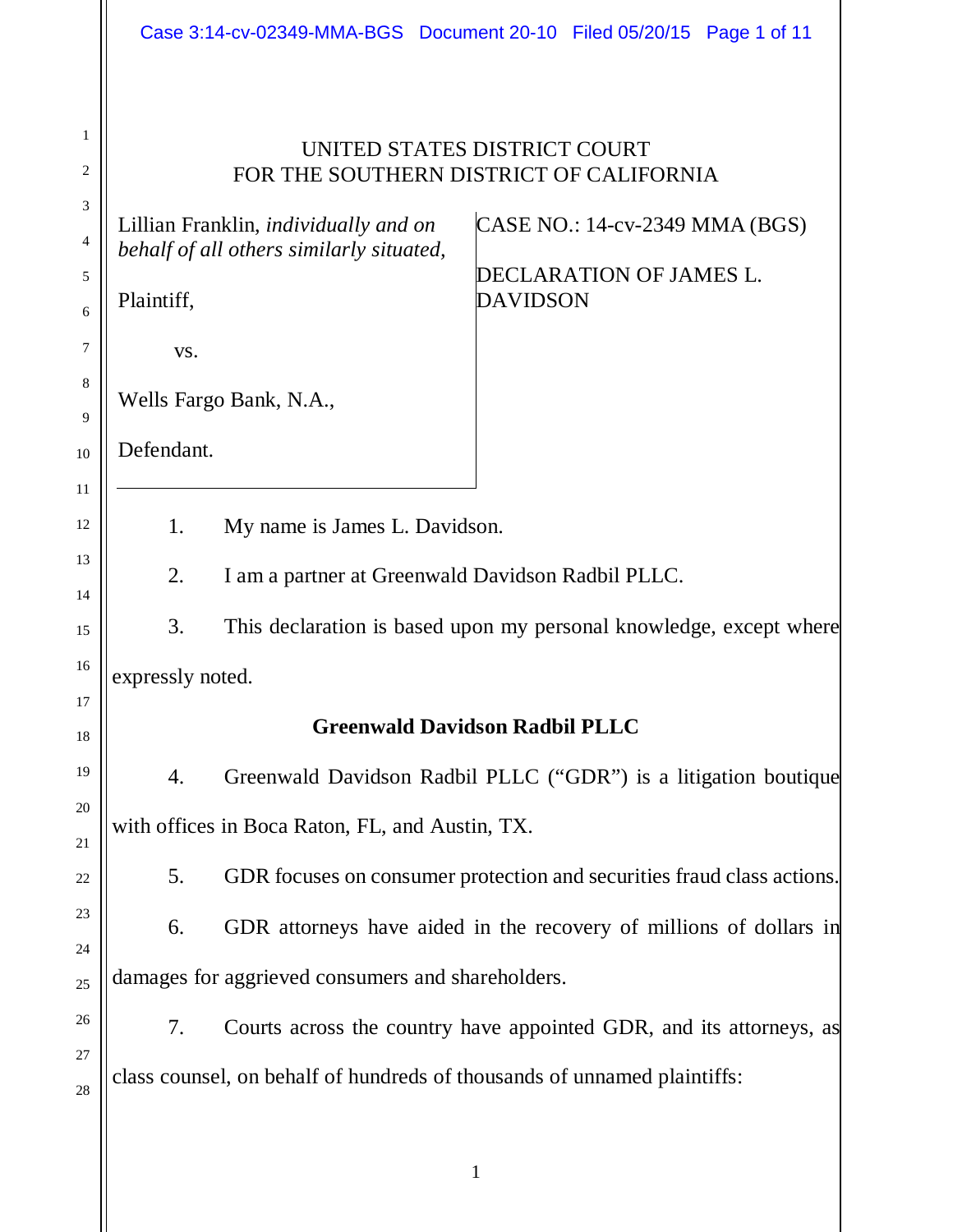UNITED STATES DISTRICT COURT
FOR THE SOUTHERN DISTRICT OF CALIFORNIA

| | |
|---|---|
| Lillian Franklin, *individually and on behalf of all others similarly situated,*<br><br>Plaintiff,<br><br>vs.<br><br>Wells Fargo Bank, N.A.,<br><br>Defendant. | CASE NO.: 14-cv-2349 MMA (BGS)<br><br>DECLARATION OF JAMES L. DAVIDSON |

1. My name is James L. Davidson.

2. I am a partner at Greenwald Davidson Radbil PLLC.

3. This declaration is based upon my personal knowledge, except where expressly noted.

**Greenwald Davidson Radbil PLLC**

4. Greenwald Davidson Radbil PLLC ("GDR") is a litigation boutique with offices in Boca Raton, FL, and Austin, TX.

5. GDR focuses on consumer protection and securities fraud class actions.

6. GDR attorneys have aided in the recovery of millions of dollars in damages for aggrieved consumers and shareholders.

7. Courts across the country have appointed GDR, and its attorneys, as class counsel, on behalf of hundreds of thousands of unnamed plaintiffs: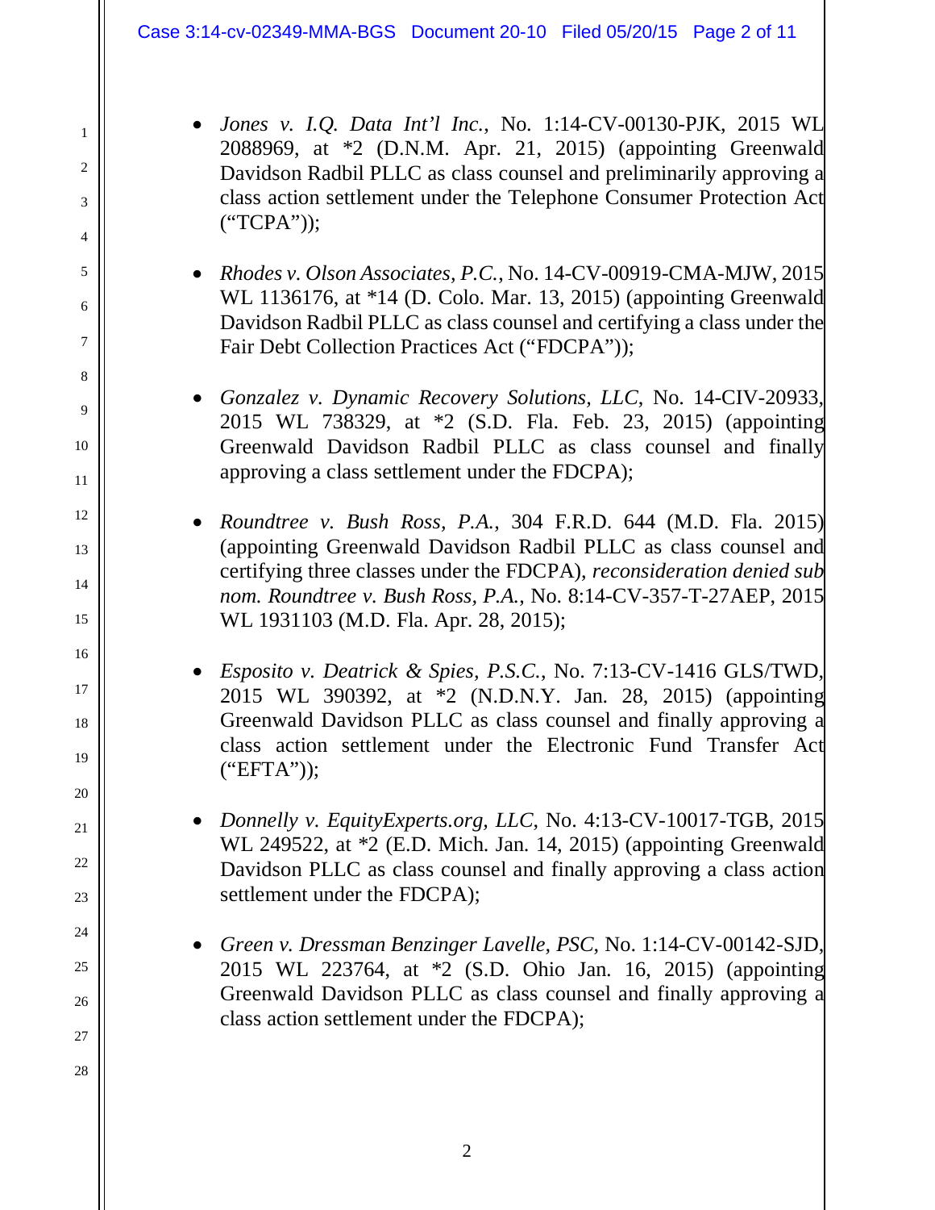- *Jones v. I.Q. Data Int'l Inc.*, No. 1:14-CV-00130-PJK, 2015 WL 2088969, at *2 (D.N.M. Apr. 21, 2015) (appointing Greenwald Davidson Radbil PLLC as class counsel and preliminarily approving a class action settlement under the Telephone Consumer Protection Act ("TCPA"));

- *Rhodes v. Olson Associates, P.C.*, No. 14-CV-00919-CMA-MJW, 2015 WL 1136176, at *14 (D. Colo. Mar. 13, 2015) (appointing Greenwald Davidson Radbil PLLC as class counsel and certifying a class under the Fair Debt Collection Practices Act ("FDCPA"));

- *Gonzalez v. Dynamic Recovery Solutions, LLC*, No. 14-CIV-20933, 2015 WL 738329, at *2 (S.D. Fla. Feb. 23, 2015) (appointing Greenwald Davidson Radbil PLLC as class counsel and finally approving a class settlement under the FDCPA);

- *Roundtree v. Bush Ross, P.A.*, 304 F.R.D. 644 (M.D. Fla. 2015) (appointing Greenwald Davidson Radbil PLLC as class counsel and certifying three classes under the FDCPA), *reconsideration denied sub nom. Roundtree v. Bush Ross, P.A.*, No. 8:14-CV-357-T-27AEP, 2015 WL 1931103 (M.D. Fla. Apr. 28, 2015);

- *Esposito v. Deatrick & Spies, P.S.C.*, No. 7:13-CV-1416 GLS/TWD, 2015 WL 390392, at *2 (N.D.N.Y. Jan. 28, 2015) (appointing Greenwald Davidson PLLC as class counsel and finally approving a class action settlement under the Electronic Fund Transfer Act ("EFTA"));

- *Donnelly v. EquityExperts.org, LLC*, No. 4:13-CV-10017-TGB, 2015 WL 249522, at *2 (E.D. Mich. Jan. 14, 2015) (appointing Greenwald Davidson PLLC as class counsel and finally approving a class action settlement under the FDCPA);

- *Green v. Dressman Benzinger Lavelle, PSC*, No. 1:14-CV-00142-SJD, 2015 WL 223764, at *2 (S.D. Ohio Jan. 16, 2015) (appointing Greenwald Davidson PLLC as class counsel and finally approving a class action settlement under the FDCPA);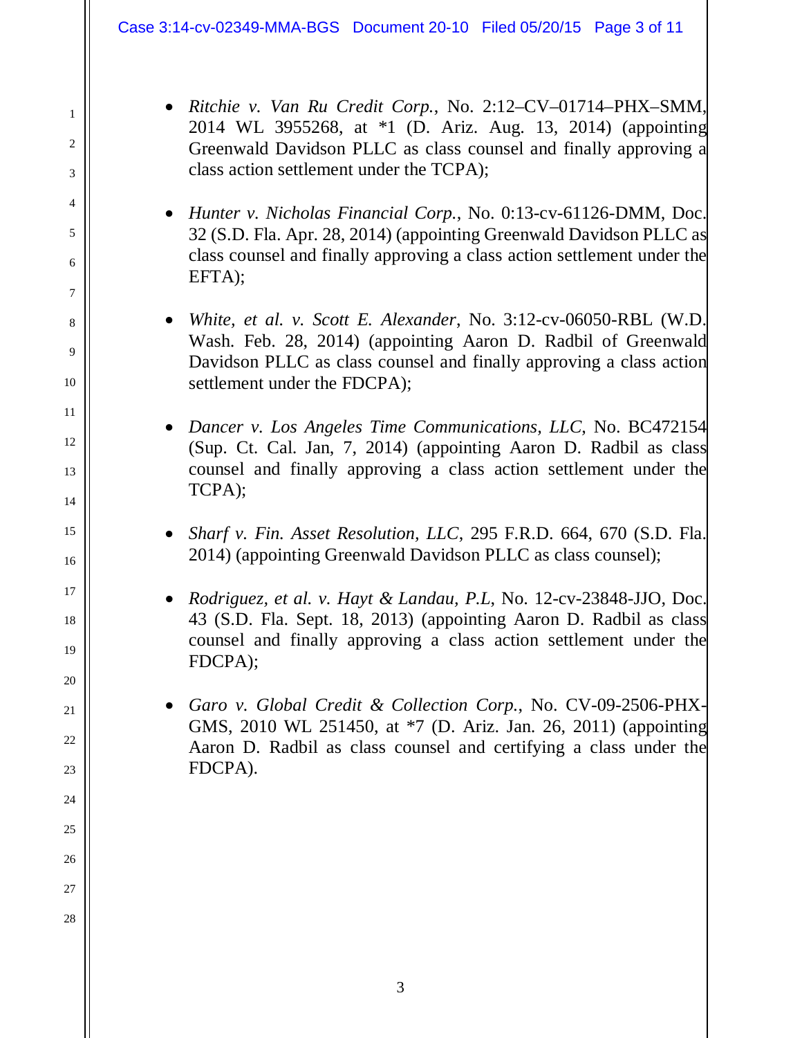- *Ritchie v. Van Ru Credit Corp.*, No. 2:12–CV–01714–PHX–SMM, 2014 WL 3955268, at *1 (D. Ariz. Aug. 13, 2014) (appointing Greenwald Davidson PLLC as class counsel and finally approving a class action settlement under the TCPA);

- *Hunter v. Nicholas Financial Corp.*, No. 0:13-cv-61126-DMM, Doc. 32 (S.D. Fla. Apr. 28, 2014) (appointing Greenwald Davidson PLLC as class counsel and finally approving a class action settlement under the EFTA);

- *White, et al. v. Scott E. Alexander*, No. 3:12-cv-06050-RBL (W.D. Wash. Feb. 28, 2014) (appointing Aaron D. Radbil of Greenwald Davidson PLLC as class counsel and finally approving a class action settlement under the FDCPA);

- *Dancer v. Los Angeles Time Communications, LLC*, No. BC472154 (Sup. Ct. Cal. Jan, 7, 2014) (appointing Aaron D. Radbil as class counsel and finally approving a class action settlement under the TCPA);

- *Sharf v. Fin. Asset Resolution, LLC*, 295 F.R.D. 664, 670 (S.D. Fla. 2014) (appointing Greenwald Davidson PLLC as class counsel);

- *Rodriguez, et al. v. Hayt & Landau, P.L*, No. 12-cv-23848-JJO, Doc. 43 (S.D. Fla. Sept. 18, 2013) (appointing Aaron D. Radbil as class counsel and finally approving a class action settlement under the FDCPA);

- *Garo v. Global Credit & Collection Corp.*, No. CV-09-2506-PHX-GMS, 2010 WL 251450, at *7 (D. Ariz. Jan. 26, 2011) (appointing Aaron D. Radbil as class counsel and certifying a class under the FDCPA).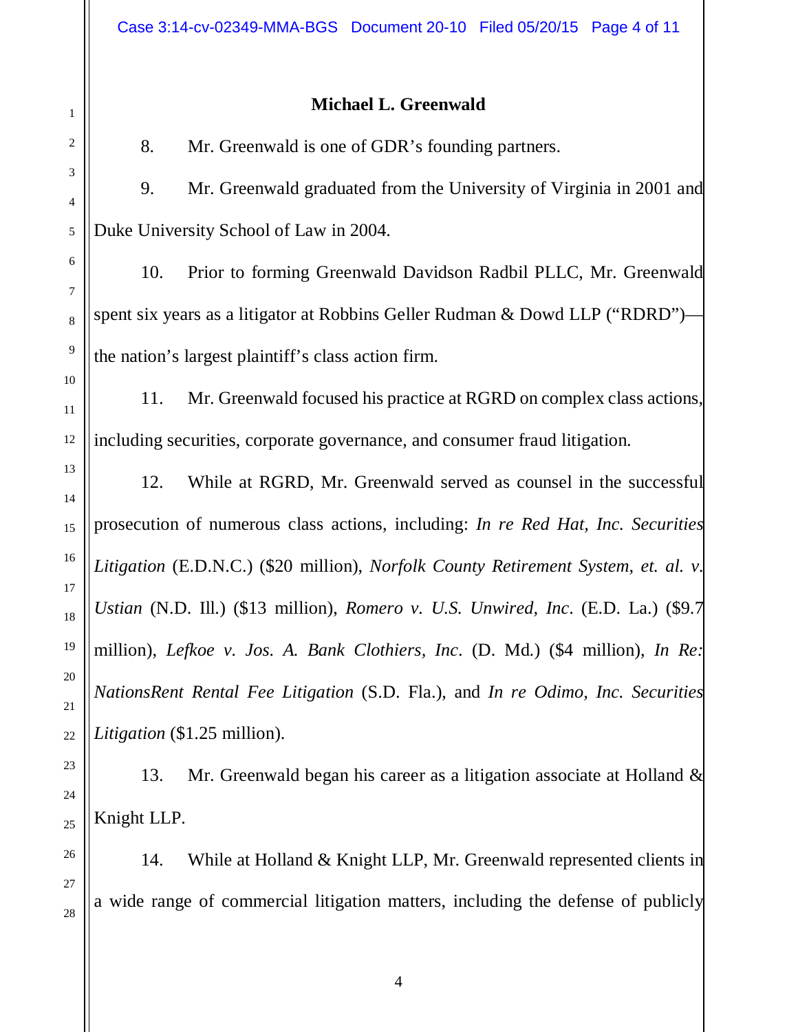**Michael L. Greenwald**

8. Mr. Greenwald is one of GDR's founding partners.

9. Mr. Greenwald graduated from the University of Virginia in 2001 and Duke University School of Law in 2004.

10. Prior to forming Greenwald Davidson Radbil PLLC, Mr. Greenwald spent six years as a litigator at Robbins Geller Rudman & Dowd LLP ("RDRD")—the nation's largest plaintiff's class action firm.

11. Mr. Greenwald focused his practice at RGRD on complex class actions, including securities, corporate governance, and consumer fraud litigation.

12. While at RGRD, Mr. Greenwald served as counsel in the successful prosecution of numerous class actions, including: *In re Red Hat, Inc. Securities Litigation* (E.D.N.C.) ($20 million), *Norfolk County Retirement System, et. al. v. Ustian* (N.D. Ill.) ($13 million), *Romero v. U.S. Unwired, Inc*. (E.D. La.) ($9.7 million), *Lefkoe v. Jos. A. Bank Clothiers, Inc*. (D. Md.) ($4 million), *In Re: NationsRent Rental Fee Litigation* (S.D. Fla.), and *In re Odimo, Inc. Securities Litigation* ($1.25 million).

13. Mr. Greenwald began his career as a litigation associate at Holland & Knight LLP.

14. While at Holland & Knight LLP, Mr. Greenwald represented clients in a wide range of commercial litigation matters, including the defense of publicly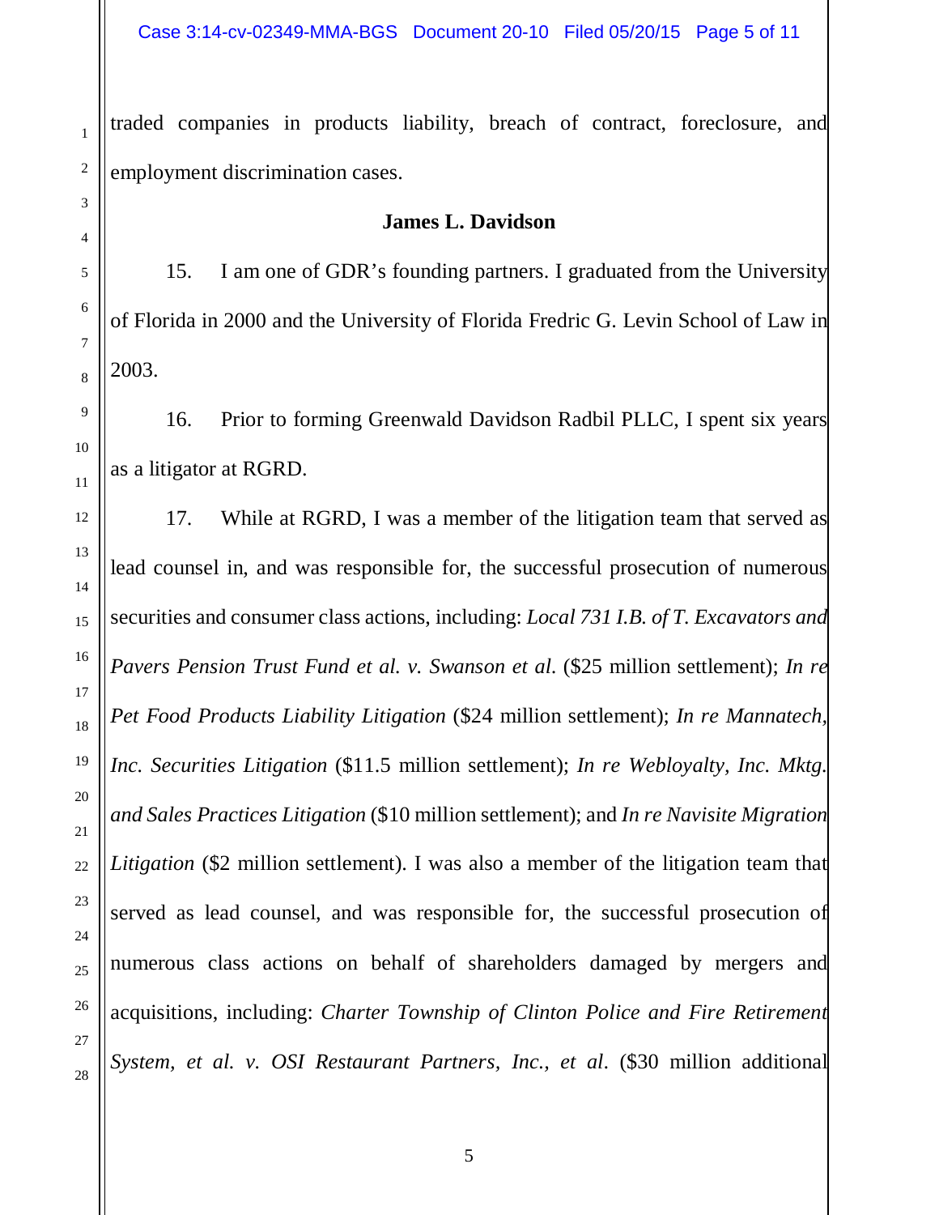traded companies in products liability, breach of contract, foreclosure, and employment discrimination cases.

**James L. Davidson**

15. I am one of GDR's founding partners. I graduated from the University of Florida in 2000 and the University of Florida Fredric G. Levin School of Law in 2003.

16. Prior to forming Greenwald Davidson Radbil PLLC, I spent six years as a litigator at RGRD.

17. While at RGRD, I was a member of the litigation team that served as lead counsel in, and was responsible for, the successful prosecution of numerous securities and consumer class actions, including: *Local 731 I.B. of T. Excavators and Pavers Pension Trust Fund et al. v. Swanson et al.* ($25 million settlement); *In re Pet Food Products Liability Litigation* ($24 million settlement); *In re Mannatech, Inc. Securities Litigation* ($11.5 million settlement); *In re Webloyalty, Inc. Mktg. and Sales Practices Litigation* ($10 million settlement); and *In re Navisite Migration Litigation* ($2 million settlement). I was also a member of the litigation team that served as lead counsel, and was responsible for, the successful prosecution of numerous class actions on behalf of shareholders damaged by mergers and acquisitions, including: *Charter Township of Clinton Police and Fire Retirement System, et al. v. OSI Restaurant Partners, Inc., et al*. ($30 million additional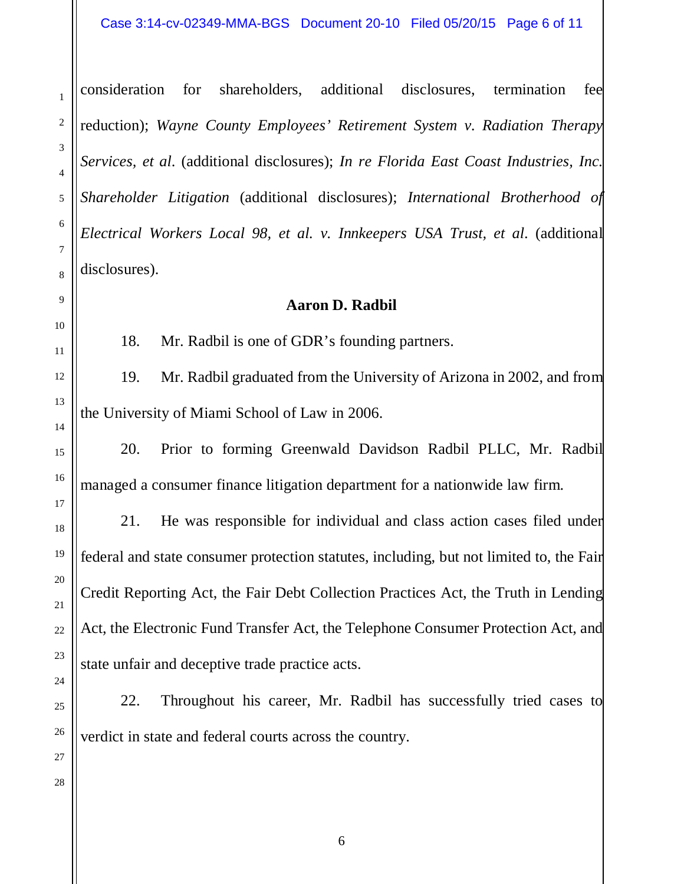consideration for shareholders, additional disclosures, termination fee reduction); *Wayne County Employees' Retirement System v. Radiation Therapy Services, et al*. (additional disclosures); *In re Florida East Coast Industries, Inc. Shareholder Litigation* (additional disclosures); *International Brotherhood of Electrical Workers Local 98, et al. v. Innkeepers USA Trust, et al*. (additional disclosures).

**Aaron D. Radbil**

18. Mr. Radbil is one of GDR's founding partners.

19. Mr. Radbil graduated from the University of Arizona in 2002, and from the University of Miami School of Law in 2006.

20. Prior to forming Greenwald Davidson Radbil PLLC, Mr. Radbil managed a consumer finance litigation department for a nationwide law firm.

21. He was responsible for individual and class action cases filed under federal and state consumer protection statutes, including, but not limited to, the Fair Credit Reporting Act, the Fair Debt Collection Practices Act, the Truth in Lending Act, the Electronic Fund Transfer Act, the Telephone Consumer Protection Act, and state unfair and deceptive trade practice acts.

22. Throughout his career, Mr. Radbil has successfully tried cases to verdict in state and federal courts across the country.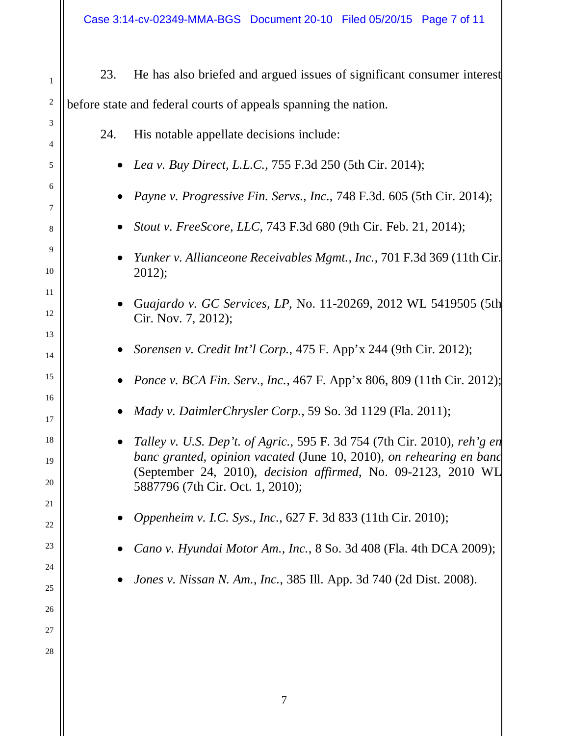23. He has also briefed and argued issues of significant consumer interest before state and federal courts of appeals spanning the nation.

24. His notable appellate decisions include:

- *Lea v. Buy Direct, L.L.C.*, 755 F.3d 250 (5th Cir. 2014);
- *Payne v. Progressive Fin. Servs., Inc.*, 748 F.3d. 605 (5th Cir. 2014);
- *Stout v. FreeScore, LLC*, 743 F.3d 680 (9th Cir. Feb. 21, 2014);
- *Yunker v. Allianceone Receivables Mgmt., Inc.*, 701 F.3d 369 (11th Cir. 2012);
- *Guajardo v. GC Services, LP*, No. 11-20269, 2012 WL 5419505 (5th Cir. Nov. 7, 2012);
- *Sorensen v. Credit Int'l Corp.*, 475 F. App'x 244 (9th Cir. 2012);
- *Ponce v. BCA Fin. Serv., Inc.*, 467 F. App'x 806, 809 (11th Cir. 2012);
- *Mady v. DaimlerChrysler Corp.*, 59 So. 3d 1129 (Fla. 2011);
- *Talley v. U.S. Dep't. of Agric.*, 595 F. 3d 754 (7th Cir. 2010), *reh'g en banc granted, opinion vacated* (June 10, 2010), *on rehearing en banc* (September 24, 2010), *decision affirmed*, No. 09-2123, 2010 WL 5887796 (7th Cir. Oct. 1, 2010);
- *Oppenheim v. I.C. Sys., Inc.*, 627 F. 3d 833 (11th Cir. 2010);
- *Cano v. Hyundai Motor Am., Inc.*, 8 So. 3d 408 (Fla. 4th DCA 2009);
- *Jones v. Nissan N. Am., Inc.*, 385 Ill. App. 3d 740 (2d Dist. 2008).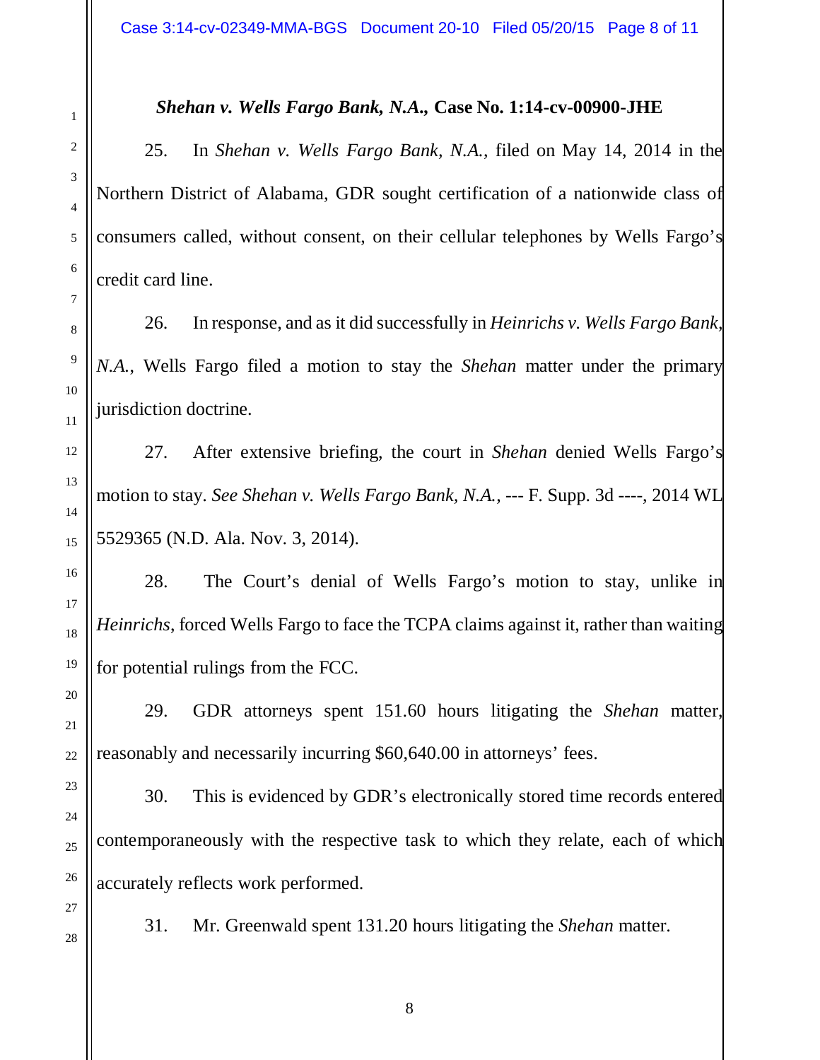### *Shehan v. Wells Fargo Bank, N.A.,* Case No. 1:14-cv-00900-JHE

25. In *Shehan v. Wells Fargo Bank, N.A.*, filed on May 14, 2014 in the Northern District of Alabama, GDR sought certification of a nationwide class of consumers called, without consent, on their cellular telephones by Wells Fargo's credit card line.

26. In response, and as it did successfully in *Heinrichs v. Wells Fargo Bank, N.A.*, Wells Fargo filed a motion to stay the *Shehan* matter under the primary jurisdiction doctrine.

27. After extensive briefing, the court in *Shehan* denied Wells Fargo's motion to stay. *See Shehan v. Wells Fargo Bank, N.A.*, --- F. Supp. 3d ----, 2014 WL 5529365 (N.D. Ala. Nov. 3, 2014).

28. The Court's denial of Wells Fargo's motion to stay, unlike in *Heinrichs*, forced Wells Fargo to face the TCPA claims against it, rather than waiting for potential rulings from the FCC.

29. GDR attorneys spent 151.60 hours litigating the *Shehan* matter, reasonably and necessarily incurring $60,640.00 in attorneys' fees.

30. This is evidenced by GDR's electronically stored time records entered contemporaneously with the respective task to which they relate, each of which accurately reflects work performed.

31. Mr. Greenwald spent 131.20 hours litigating the *Shehan* matter.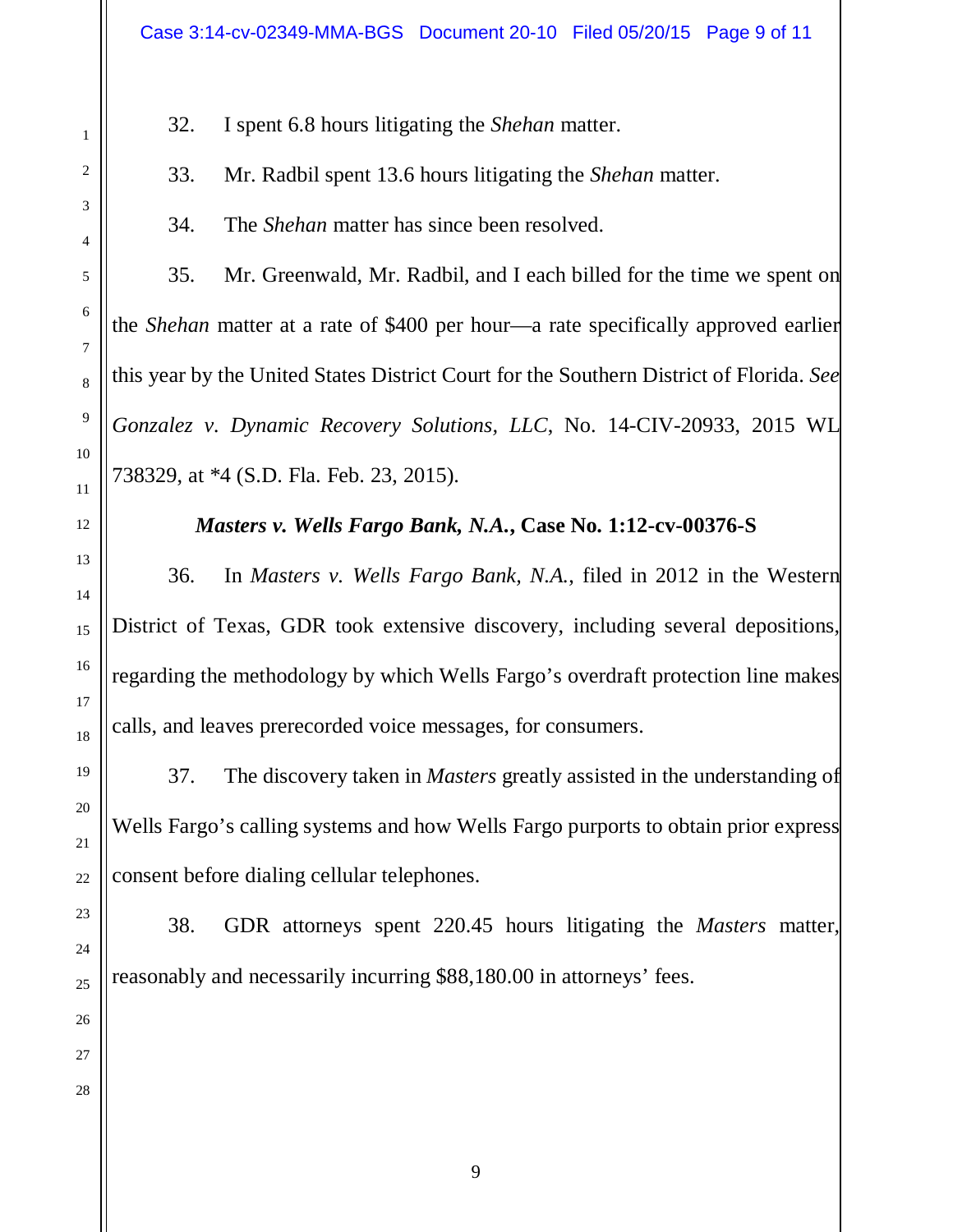32. I spent 6.8 hours litigating the *Shehan* matter.

33. Mr. Radbil spent 13.6 hours litigating the *Shehan* matter.

34. The *Shehan* matter has since been resolved.

35. Mr. Greenwald, Mr. Radbil, and I each billed for the time we spent on the *Shehan* matter at a rate of $400 per hour—a rate specifically approved earlier this year by the United States District Court for the Southern District of Florida. *See Gonzalez v. Dynamic Recovery Solutions, LLC*, No. 14-CIV-20933, 2015 WL 738329, at *4 (S.D. Fla. Feb. 23, 2015).

### ***Masters v. Wells Fargo Bank, N.A.*, Case No. 1:12-cv-00376-S**

36. In *Masters v. Wells Fargo Bank, N.A.*, filed in 2012 in the Western District of Texas, GDR took extensive discovery, including several depositions, regarding the methodology by which Wells Fargo's overdraft protection line makes calls, and leaves prerecorded voice messages, for consumers.

37. The discovery taken in *Masters* greatly assisted in the understanding of Wells Fargo's calling systems and how Wells Fargo purports to obtain prior express consent before dialing cellular telephones.

38. GDR attorneys spent 220.45 hours litigating the *Masters* matter, reasonably and necessarily incurring $88,180.00 in attorneys' fees.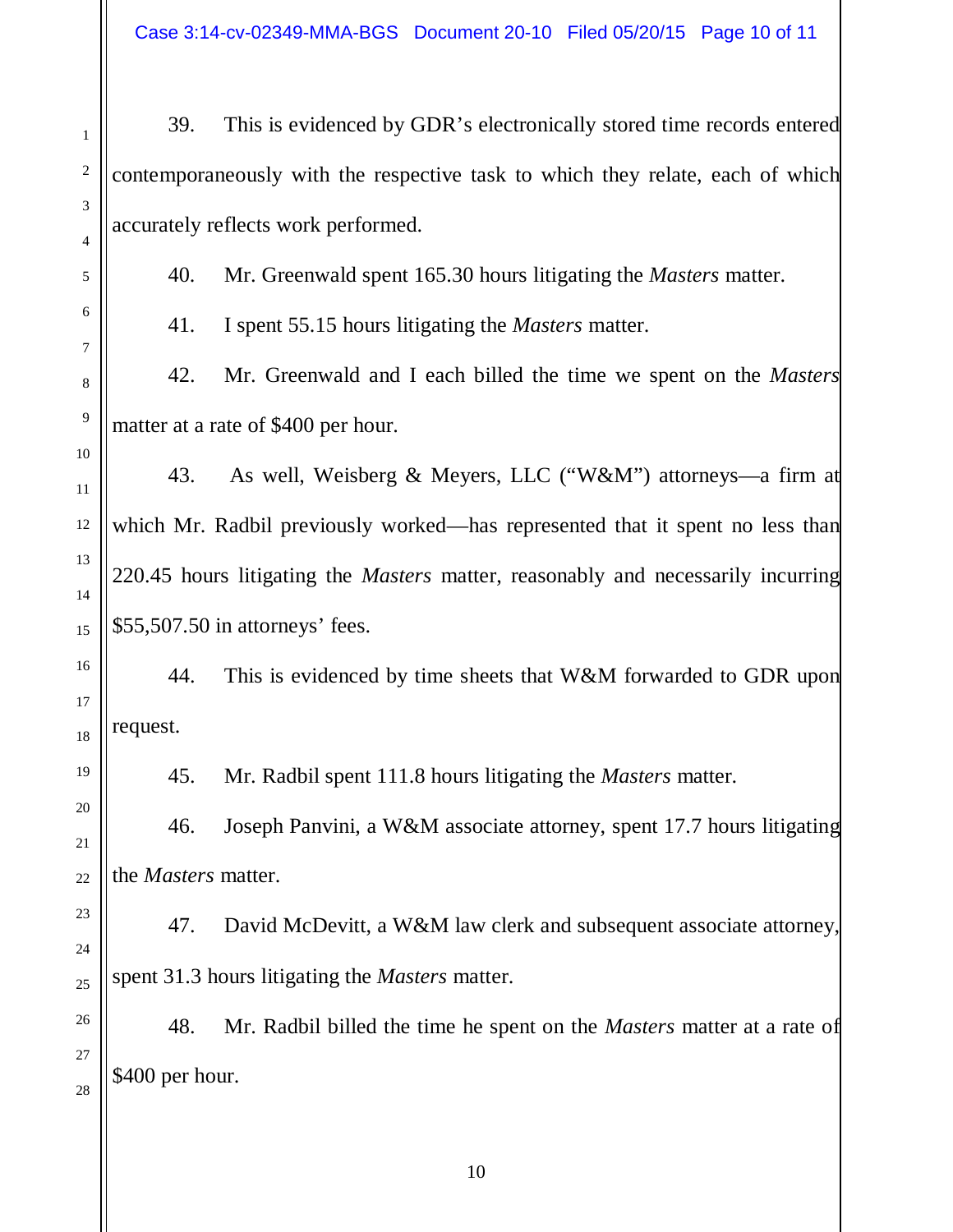39. This is evidenced by GDR's electronically stored time records entered contemporaneously with the respective task to which they relate, each of which accurately reflects work performed.

40. Mr. Greenwald spent 165.30 hours litigating the *Masters* matter.

41. I spent 55.15 hours litigating the *Masters* matter.

42. Mr. Greenwald and I each billed the time we spent on the *Masters* matter at a rate of $400 per hour.

43. As well, Weisberg & Meyers, LLC ("W&M") attorneys—a firm at which Mr. Radbil previously worked—has represented that it spent no less than 220.45 hours litigating the *Masters* matter, reasonably and necessarily incurring $55,507.50 in attorneys' fees.

44. This is evidenced by time sheets that W&M forwarded to GDR upon request.

45. Mr. Radbil spent 111.8 hours litigating the *Masters* matter.

46. Joseph Panvini, a W&M associate attorney, spent 17.7 hours litigating the *Masters* matter.

47. David McDevitt, a W&M law clerk and subsequent associate attorney, spent 31.3 hours litigating the *Masters* matter.

48. Mr. Radbil billed the time he spent on the *Masters* matter at a rate of $400 per hour.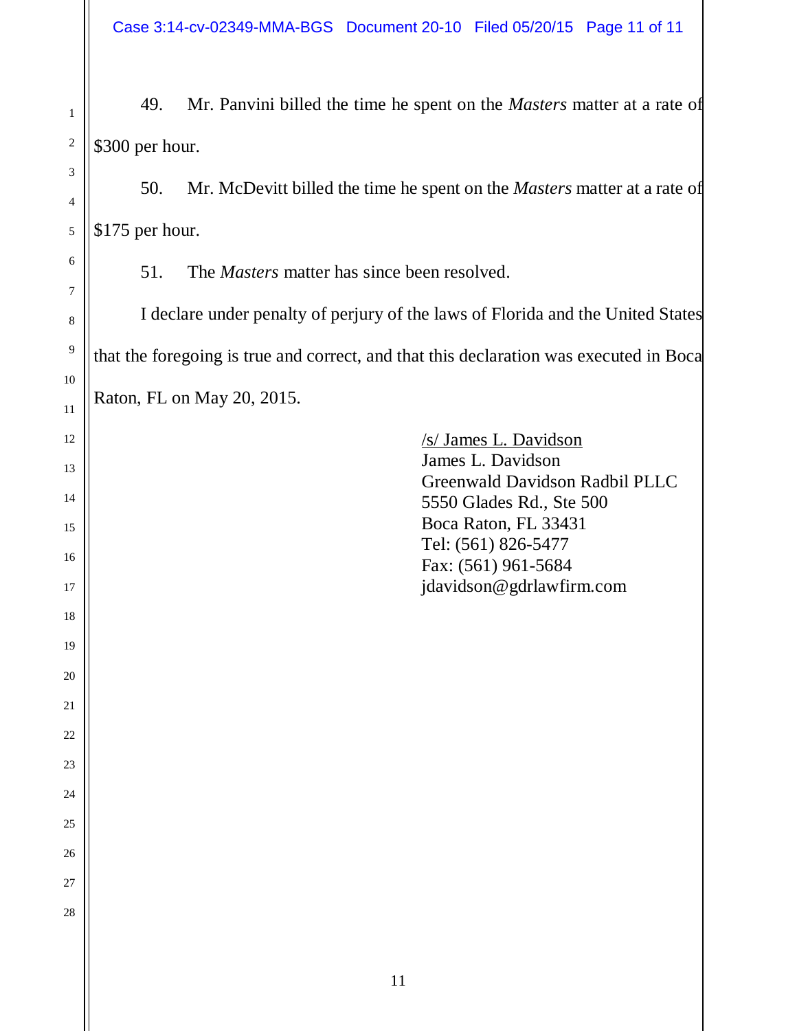49. Mr. Panvini billed the time he spent on the *Masters* matter at a rate of $300 per hour.

50. Mr. McDevitt billed the time he spent on the *Masters* matter at a rate of $175 per hour.

51. The *Masters* matter has since been resolved.

I declare under penalty of perjury of the laws of Florida and the United States that the foregoing is true and correct, and that this declaration was executed in Boca Raton, FL on May 20, 2015.

/s/ James L. Davidson
James L. Davidson
Greenwald Davidson Radbil PLLC
5550 Glades Rd., Ste 500
Boca Raton, FL 33431
Tel: (561) 826-5477
Fax: (561) 961-5684
jdavidson@gdrlawfirm.com